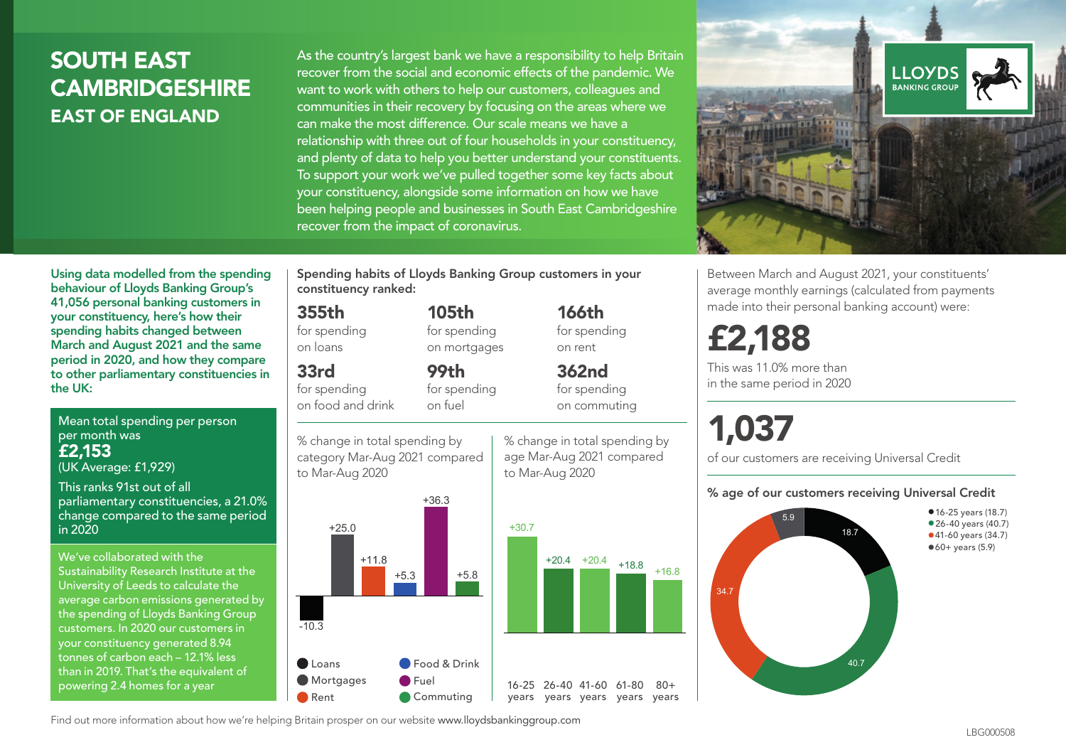# SOUTH EAST CAMBRIDGESHIRE

## EAST OF ENGLAND

As the country's largest bank we have a responsibility to help Britain recover from the social and economic effects of the pandemic. We want to work with others to help our customers, colleagues and communities in their recovery by focusing on the areas where we can make the most difference. Our scale means we have a relationship with three out of four households in your constituency, and plenty of data to help you better understand your constituents. To support your work we've pulled together some key facts about your constituency, alongside some information on how we have been helping people and businesses in South East Cambridgeshire recover from the impact of coronavirus.

**Using data modelled from the spending behaviour of Lloyds Banking Group's 41,056 personal banking customers in your constituency, here's how their spending habits changed between March and August 2021 and the same period in 2020, and how they compare to other parliamentary constituencies in the UK:**

Mean total spending per person per month was
**£2,153**
(UK Average: £1,929)

This ranks 91st out of all parliamentary constituencies, a 21.0% change compared to the same period in 2020

We've collaborated with the Sustainability Research Institute at the University of Leeds to calculate the average carbon emissions generated by the spending of Lloyds Banking Group customers. In 2020 our customers in your constituency generated 8.94 tonnes of carbon each – 12.1% less than in 2019. That's the equivalent of powering 2.4 homes for a year

**Spending habits of Lloyds Banking Group customers in your constituency ranked:**

- **355th** for spending on loans
- **105th** for spending on mortgages
- **166th** for spending on rent
- **33rd** for spending on food and drink
- **99th** for spending on fuel
- **362nd** for spending on commuting

% change in total spending by category Mar-Aug 2021 compared to Mar-Aug 2020

| Category | % change |
|---|---|
| Loans | -10.3 |
| Mortgages | +25.0 |
| Rent | +11.8 |
| Food & Drink | +5.3 |
| Fuel | +36.3 |
| Commuting | +5.8 |

% change in total spending by age Mar-Aug 2021 compared to Mar-Aug 2020

| Age | % change |
|---|---|
| 16-25 years | +30.7 |
| 26-40 years | +20.4 |
| 41-60 years | +20.4 |
| 61-80 years | +18.8 |
| 80+ years | +16.8 |

Between March and August 2021, your constituents' average monthly earnings (calculated from payments made into their personal banking account) were:

**£2,188**

This was 11.0% more than in the same period in 2020

**1,037**

of our customers are receiving Universal Credit

**% age of our customers receiving Universal Credit**

| Age | % |
|---|---|
| 16-25 years | 18.7 |
| 26-40 years | 40.7 |
| 41-60 years | 34.7 |
| 60+ years | 5.9 |

Find out more information about how we're helping Britain prosper on our website www.lloydsbankinggroup.com

LBG000508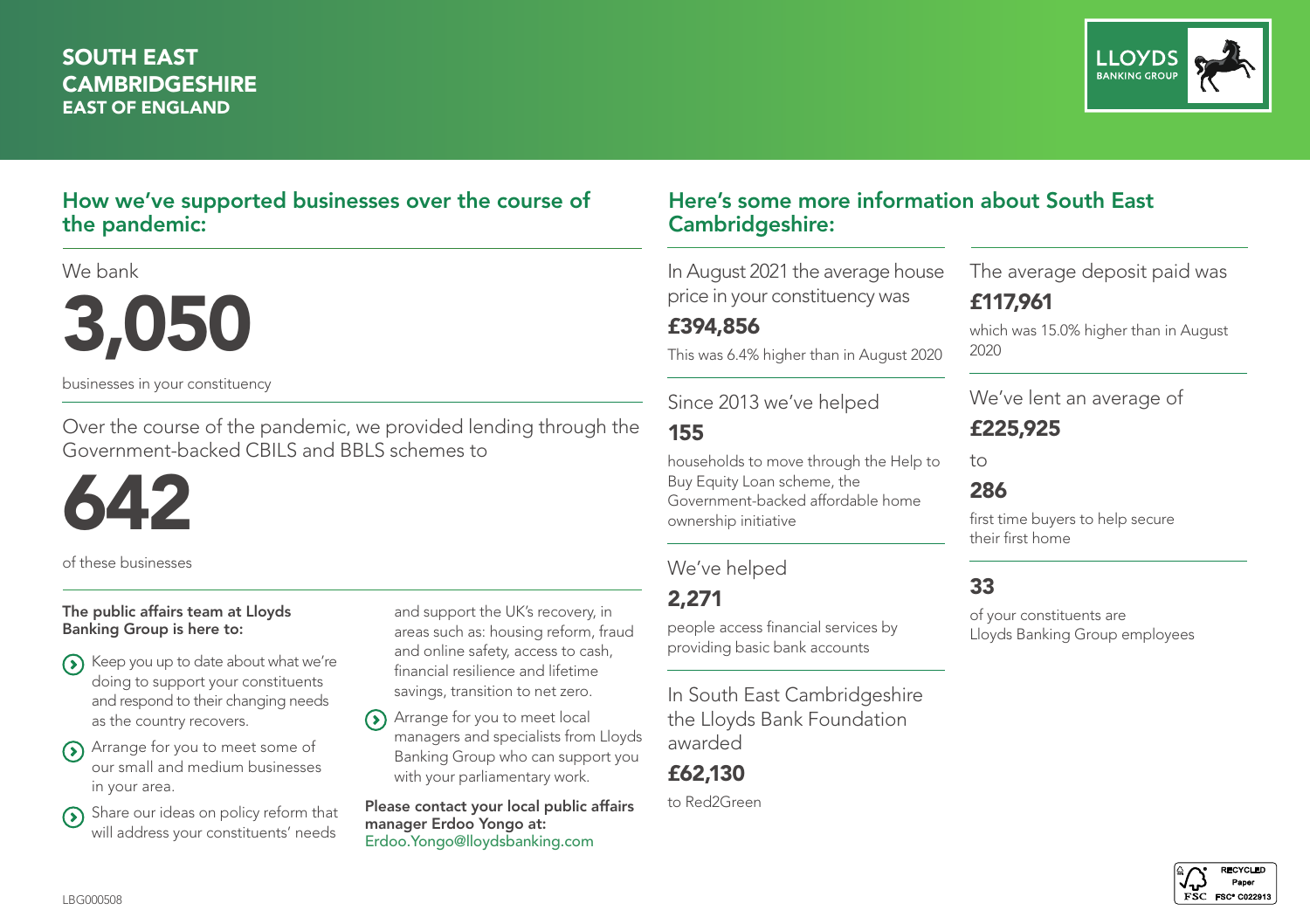# SOUTH EAST CAMBRIDGESHIRE
## EAST OF ENGLAND

LLOYDS BANKING GROUP

## How we've supported businesses over the course of the pandemic:

We bank

**3,050**

businesses in your constituency

Over the course of the pandemic, we provided lending through the Government-backed CBILS and BBLS schemes to

**642**

of these businesses

**The public affairs team at Lloyds Banking Group is here to:**

- Keep you up to date about what we're doing to support your constituents and respond to their changing needs as the country recovers.
- Arrange for you to meet some of our small and medium businesses in your area.
- Share our ideas on policy reform that will address your constituents' needs and support the UK's recovery, in areas such as: housing reform, fraud and online safety, access to cash, financial resilience and lifetime savings, transition to net zero.
- Arrange for you to meet local managers and specialists from Lloyds Banking Group who can support you with your parliamentary work.

**Please contact your local public affairs manager Erdoo Yongo at:**
Erdoo.Yongo@lloydsbanking.com

## Here's some more information about South East Cambridgeshire:

In August 2021 the average house price in your constituency was

**£394,856**

This was 6.4% higher than in August 2020

The average deposit paid was

**£117,961**

which was 15.0% higher than in August 2020

Since 2013 we've helped

**155**

households to move through the Help to Buy Equity Loan scheme, the Government-backed affordable home ownership initiative

We've lent an average of

**£225,925**

to

**286**

first time buyers to help secure their first home

We've helped

**2,271**

people access financial services by providing basic bank accounts

**33**

of your constituents are Lloyds Banking Group employees

In South East Cambridgeshire the Lloyds Bank Foundation awarded

**£62,130**

to Red2Green

LBG000508

RECYCLED Paper FSC® C022913